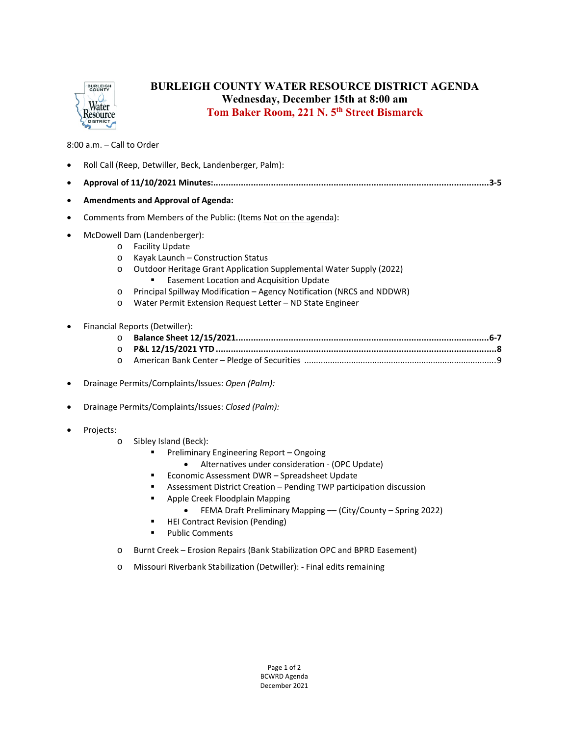# BURLEIGH COUNTY WATER RESOURCE DISTRICT AGENDA

**Wednesday, December 15th at 8:00 am**

**Tom Baker Room, 221 N. 5th Street Bismarck**

8:00 a.m. – Call to Order

- Roll Call (Reep, Detwiller, Beck, Landenberger, Palm):
- **Approval of 11/10/2021 Minutes:......................................................................3-5**
- **Amendments and Approval of Agenda:**
- Comments from Members of the Public: (Items Not on the agenda):
- McDowell Dam (Landenberger):
  - Facility Update
  - Kayak Launch – Construction Status
  - Outdoor Heritage Grant Application Supplemental Water Supply (2022)
    - Easement Location and Acquisition Update
  - Principal Spillway Modification – Agency Notification (NRCS and NDDWR)
  - Water Permit Extension Request Letter – ND State Engineer
- Financial Reports (Detwiller):
  - **Balance Sheet 12/15/2021......................................................................6-7**
  - **P&L 12/15/2021 YTD......................................................................8**
  - American Bank Center – Pledge of Securities ......................................................................9
- Drainage Permits/Complaints/Issues: *Open (Palm):*
- Drainage Permits/Complaints/Issues: *Closed (Palm):*
- Projects:
  - Sibley Island (Beck):
    - Preliminary Engineering Report – Ongoing
      - Alternatives under consideration - (OPC Update)
    - Economic Assessment DWR – Spreadsheet Update
    - Assessment District Creation – Pending TWP participation discussion
    - Apple Creek Floodplain Mapping
      - FEMA Draft Preliminary Mapping –– (City/County – Spring 2022)
    - HEI Contract Revision (Pending)
    - Public Comments
  - Burnt Creek – Erosion Repairs (Bank Stabilization OPC and BPRD Easement)
  - Missouri Riverbank Stabilization (Detwiller): - Final edits remaining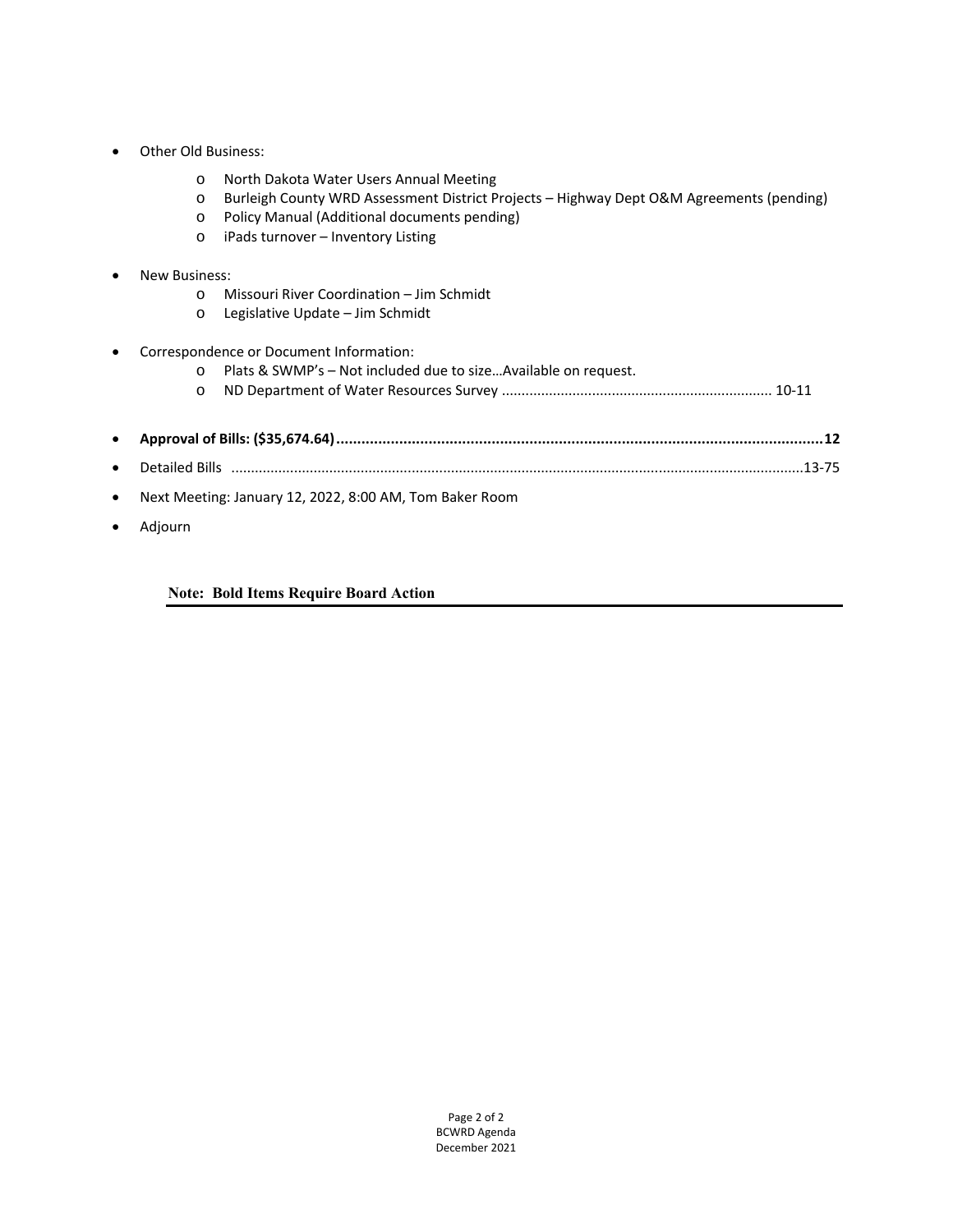- Other Old Business:
  - North Dakota Water Users Annual Meeting
  - Burleigh County WRD Assessment District Projects – Highway Dept O&M Agreements (pending)
  - Policy Manual (Additional documents pending)
  - iPads turnover – Inventory Listing

- New Business:
  - Missouri River Coordination – Jim Schmidt
  - Legislative Update – Jim Schmidt

- Correspondence or Document Information:
  - Plats & SWMP's – Not included due to size…Available on request.
  - ND Department of Water Resources Survey .................................................................... 10-11

- **Approval of Bills: ($35,674.64)..................................................................................................................12**
- Detailed Bills ................................................................................................................................................13-75
- Next Meeting: January 12, 2022, 8:00 AM, Tom Baker Room
- Adjourn

**Note: Bold Items Require Board Action**